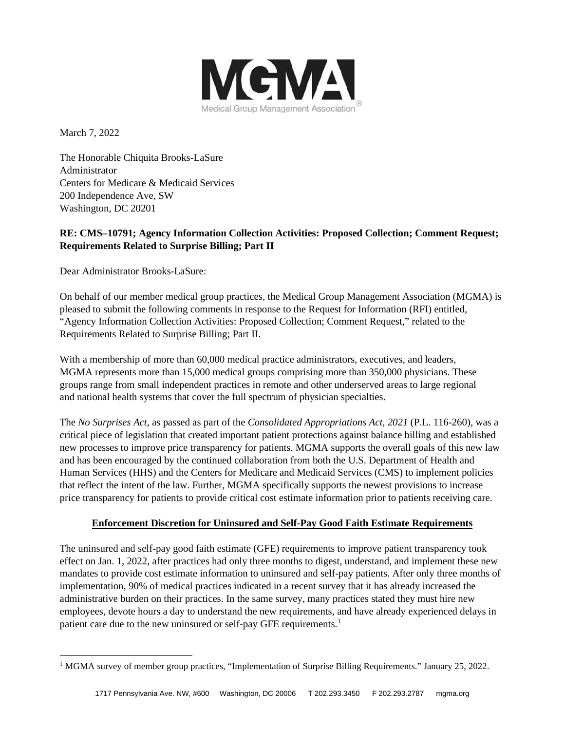MGMA

Medical Group Management Association®

March 7, 2022

The Honorable Chiquita Brooks-LaSure
Administrator
Centers for Medicare & Medicaid Services
200 Independence Ave, SW
Washington, DC 20201

**RE: CMS–10791; Agency Information Collection Activities: Proposed Collection; Comment Request; Requirements Related to Surprise Billing; Part II**

Dear Administrator Brooks-LaSure:

On behalf of our member medical group practices, the Medical Group Management Association (MGMA) is pleased to submit the following comments in response to the Request for Information (RFI) entitled, "Agency Information Collection Activities: Proposed Collection; Comment Request," related to the Requirements Related to Surprise Billing; Part II.

With a membership of more than 60,000 medical practice administrators, executives, and leaders, MGMA represents more than 15,000 medical groups comprising more than 350,000 physicians. These groups range from small independent practices in remote and other underserved areas to large regional and national health systems that cover the full spectrum of physician specialties.

The *No Surprises Act*, as passed as part of the *Consolidated Appropriations Act, 2021* (P.L. 116-260), was a critical piece of legislation that created important patient protections against balance billing and established new processes to improve price transparency for patients. MGMA supports the overall goals of this new law and has been encouraged by the continued collaboration from both the U.S. Department of Health and Human Services (HHS) and the Centers for Medicare and Medicaid Services (CMS) to implement policies that reflect the intent of the law. Further, MGMA specifically supports the newest provisions to increase price transparency for patients to provide critical cost estimate information prior to patients receiving care.

## Enforcement Discretion for Uninsured and Self-Pay Good Faith Estimate Requirements

The uninsured and self-pay good faith estimate (GFE) requirements to improve patient transparency took effect on Jan. 1, 2022, after practices had only three months to digest, understand, and implement these new mandates to provide cost estimate information to uninsured and self-pay patients. After only three months of implementation, 90% of medical practices indicated in a recent survey that it has already increased the administrative burden on their practices. In the same survey, many practices stated they must hire new employees, devote hours a day to understand the new requirements, and have already experienced delays in patient care due to the new uninsured or self-pay GFE requirements.[1]

[1] MGMA survey of member group practices, "Implementation of Surprise Billing Requirements." January 25, 2022.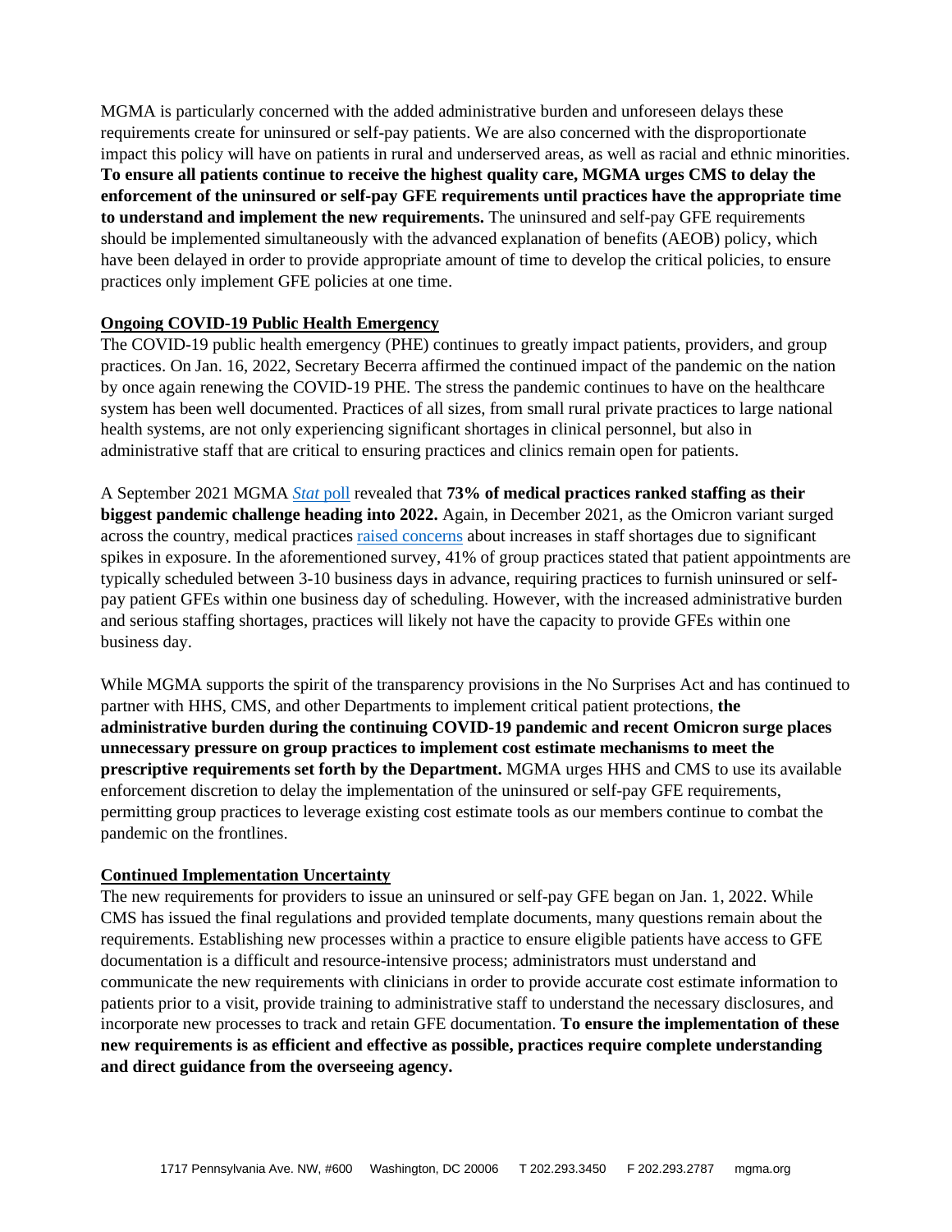MGMA is particularly concerned with the added administrative burden and unforeseen delays these requirements create for uninsured or self-pay patients. We are also concerned with the disproportionate impact this policy will have on patients in rural and underserved areas, as well as racial and ethnic minorities. **To ensure all patients continue to receive the highest quality care, MGMA urges CMS to delay the enforcement of the uninsured or self-pay GFE requirements until practices have the appropriate time to understand and implement the new requirements.** The uninsured and self-pay GFE requirements should be implemented simultaneously with the advanced explanation of benefits (AEOB) policy, which have been delayed in order to provide appropriate amount of time to develop the critical policies, to ensure practices only implement GFE policies at one time.

**Ongoing COVID-19 Public Health Emergency**

The COVID-19 public health emergency (PHE) continues to greatly impact patients, providers, and group practices. On Jan. 16, 2022, Secretary Becerra affirmed the continued impact of the pandemic on the nation by once again renewing the COVID-19 PHE. The stress the pandemic continues to have on the healthcare system has been well documented. Practices of all sizes, from small rural private practices to large national health systems, are not only experiencing significant shortages in clinical personnel, but also in administrative staff that are critical to ensuring practices and clinics remain open for patients.

A September 2021 MGMA *Stat* poll revealed that **73% of medical practices ranked staffing as their biggest pandemic challenge heading into 2022.** Again, in December 2021, as the Omicron variant surged across the country, medical practices raised concerns about increases in staff shortages due to significant spikes in exposure. In the aforementioned survey, 41% of group practices stated that patient appointments are typically scheduled between 3-10 business days in advance, requiring practices to furnish uninsured or self-pay patient GFEs within one business day of scheduling. However, with the increased administrative burden and serious staffing shortages, practices will likely not have the capacity to provide GFEs within one business day.

While MGMA supports the spirit of the transparency provisions in the No Surprises Act and has continued to partner with HHS, CMS, and other Departments to implement critical patient protections, **the administrative burden during the continuing COVID-19 pandemic and recent Omicron surge places unnecessary pressure on group practices to implement cost estimate mechanisms to meet the prescriptive requirements set forth by the Department.** MGMA urges HHS and CMS to use its available enforcement discretion to delay the implementation of the uninsured or self-pay GFE requirements, permitting group practices to leverage existing cost estimate tools as our members continue to combat the pandemic on the frontlines.

**Continued Implementation Uncertainty**

The new requirements for providers to issue an uninsured or self-pay GFE began on Jan. 1, 2022. While CMS has issued the final regulations and provided template documents, many questions remain about the requirements. Establishing new processes within a practice to ensure eligible patients have access to GFE documentation is a difficult and resource-intensive process; administrators must understand and communicate the new requirements with clinicians in order to provide accurate cost estimate information to patients prior to a visit, provide training to administrative staff to understand the necessary disclosures, and incorporate new processes to track and retain GFE documentation. **To ensure the implementation of these new requirements is as efficient and effective as possible, practices require complete understanding and direct guidance from the overseeing agency.**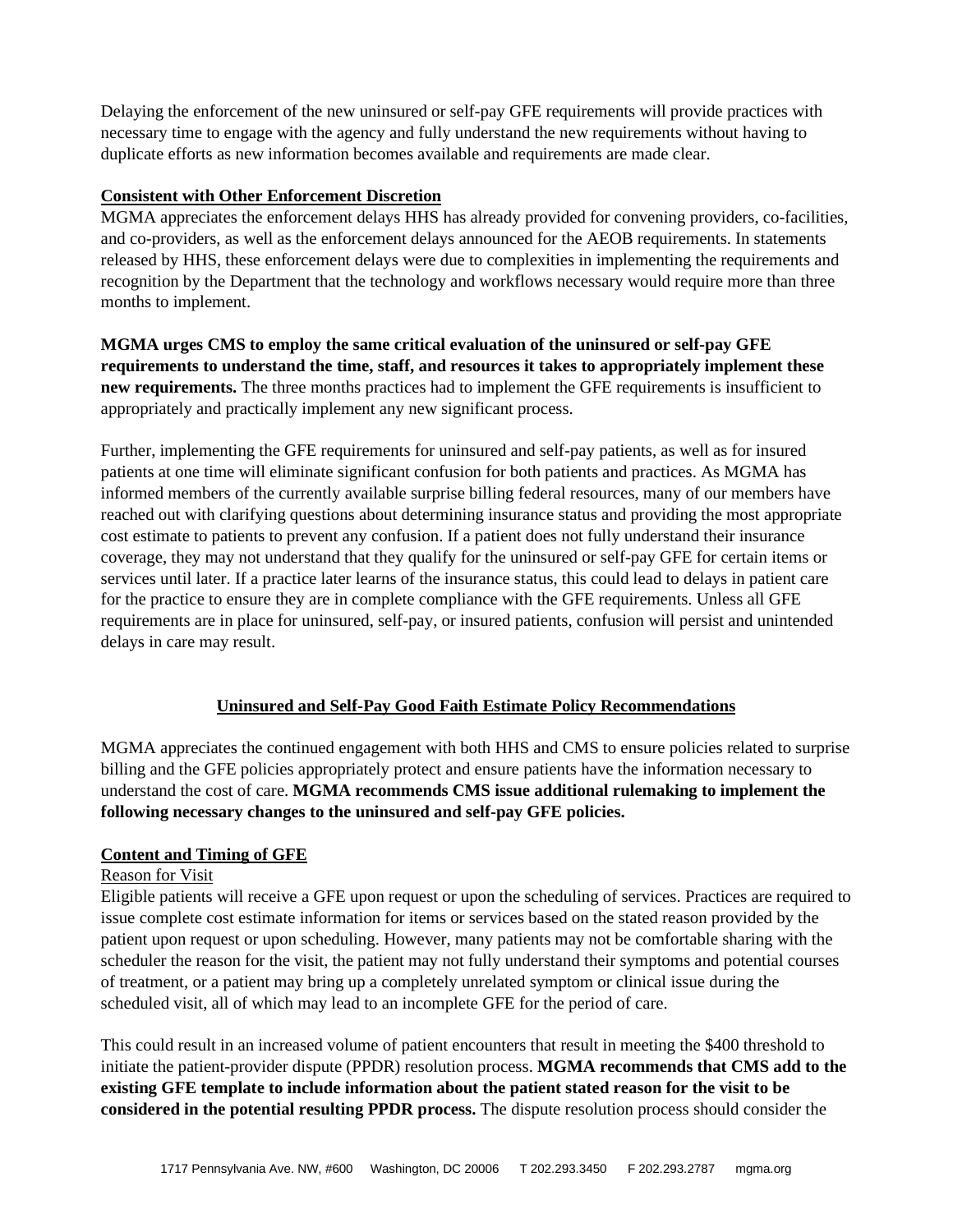Delaying the enforcement of the new uninsured or self-pay GFE requirements will provide practices with necessary time to engage with the agency and fully understand the new requirements without having to duplicate efforts as new information becomes available and requirements are made clear.

**Consistent with Other Enforcement Discretion**

MGMA appreciates the enforcement delays HHS has already provided for convening providers, co-facilities, and co-providers, as well as the enforcement delays announced for the AEOB requirements. In statements released by HHS, these enforcement delays were due to complexities in implementing the requirements and recognition by the Department that the technology and workflows necessary would require more than three months to implement.

**MGMA urges CMS to employ the same critical evaluation of the uninsured or self-pay GFE requirements to understand the time, staff, and resources it takes to appropriately implement these new requirements.** The three months practices had to implement the GFE requirements is insufficient to appropriately and practically implement any new significant process.

Further, implementing the GFE requirements for uninsured and self-pay patients, as well as for insured patients at one time will eliminate significant confusion for both patients and practices. As MGMA has informed members of the currently available surprise billing federal resources, many of our members have reached out with clarifying questions about determining insurance status and providing the most appropriate cost estimate to patients to prevent any confusion. If a patient does not fully understand their insurance coverage, they may not understand that they qualify for the uninsured or self-pay GFE for certain items or services until later. If a practice later learns of the insurance status, this could lead to delays in patient care for the practice to ensure they are in complete compliance with the GFE requirements. Unless all GFE requirements are in place for uninsured, self-pay, or insured patients, confusion will persist and unintended delays in care may result.

## Uninsured and Self-Pay Good Faith Estimate Policy Recommendations

MGMA appreciates the continued engagement with both HHS and CMS to ensure policies related to surprise billing and the GFE policies appropriately protect and ensure patients have the information necessary to understand the cost of care. **MGMA recommends CMS issue additional rulemaking to implement the following necessary changes to the uninsured and self-pay GFE policies.**

**Content and Timing of GFE**

Reason for Visit

Eligible patients will receive a GFE upon request or upon the scheduling of services. Practices are required to issue complete cost estimate information for items or services based on the stated reason provided by the patient upon request or upon scheduling. However, many patients may not be comfortable sharing with the scheduler the reason for the visit, the patient may not fully understand their symptoms and potential courses of treatment, or a patient may bring up a completely unrelated symptom or clinical issue during the scheduled visit, all of which may lead to an incomplete GFE for the period of care.

This could result in an increased volume of patient encounters that result in meeting the $400 threshold to initiate the patient-provider dispute (PPDR) resolution process. **MGMA recommends that CMS add to the existing GFE template to include information about the patient stated reason for the visit to be considered in the potential resulting PPDR process.** The dispute resolution process should consider the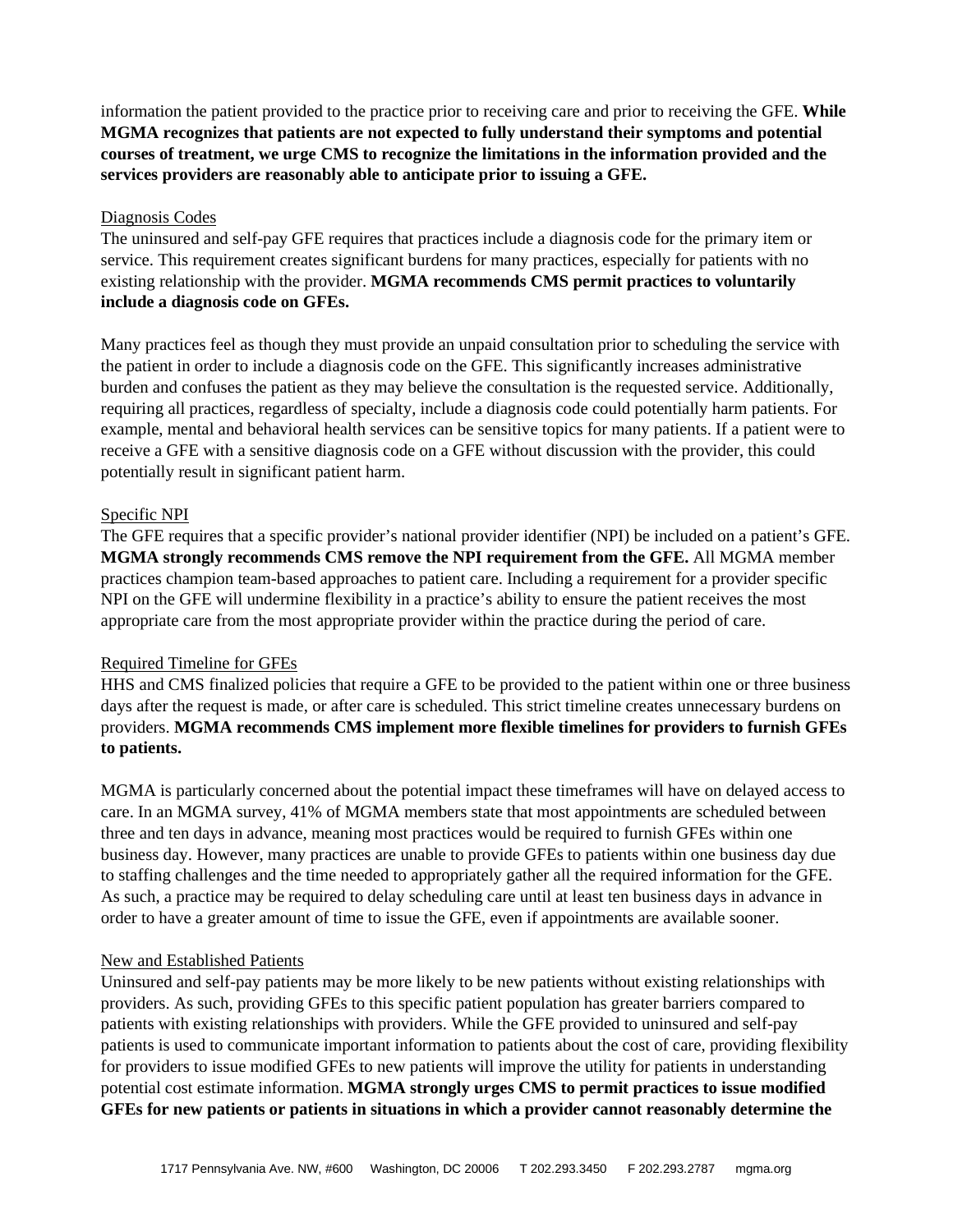information the patient provided to the practice prior to receiving care and prior to receiving the GFE. **While MGMA recognizes that patients are not expected to fully understand their symptoms and potential courses of treatment, we urge CMS to recognize the limitations in the information provided and the services providers are reasonably able to anticipate prior to issuing a GFE.**

Diagnosis Codes

The uninsured and self-pay GFE requires that practices include a diagnosis code for the primary item or service. This requirement creates significant burdens for many practices, especially for patients with no existing relationship with the provider. **MGMA recommends CMS permit practices to voluntarily include a diagnosis code on GFEs.**

Many practices feel as though they must provide an unpaid consultation prior to scheduling the service with the patient in order to include a diagnosis code on the GFE. This significantly increases administrative burden and confuses the patient as they may believe the consultation is the requested service. Additionally, requiring all practices, regardless of specialty, include a diagnosis code could potentially harm patients. For example, mental and behavioral health services can be sensitive topics for many patients. If a patient were to receive a GFE with a sensitive diagnosis code on a GFE without discussion with the provider, this could potentially result in significant patient harm.

Specific NPI

The GFE requires that a specific provider's national provider identifier (NPI) be included on a patient's GFE. **MGMA strongly recommends CMS remove the NPI requirement from the GFE.** All MGMA member practices champion team-based approaches to patient care. Including a requirement for a provider specific NPI on the GFE will undermine flexibility in a practice's ability to ensure the patient receives the most appropriate care from the most appropriate provider within the practice during the period of care.

Required Timeline for GFEs

HHS and CMS finalized policies that require a GFE to be provided to the patient within one or three business days after the request is made, or after care is scheduled. This strict timeline creates unnecessary burdens on providers. **MGMA recommends CMS implement more flexible timelines for providers to furnish GFEs to patients.**

MGMA is particularly concerned about the potential impact these timeframes will have on delayed access to care. In an MGMA survey, 41% of MGMA members state that most appointments are scheduled between three and ten days in advance, meaning most practices would be required to furnish GFEs within one business day. However, many practices are unable to provide GFEs to patients within one business day due to staffing challenges and the time needed to appropriately gather all the required information for the GFE. As such, a practice may be required to delay scheduling care until at least ten business days in advance in order to have a greater amount of time to issue the GFE, even if appointments are available sooner.

New and Established Patients

Uninsured and self-pay patients may be more likely to be new patients without existing relationships with providers. As such, providing GFEs to this specific patient population has greater barriers compared to patients with existing relationships with providers. While the GFE provided to uninsured and self-pay patients is used to communicate important information to patients about the cost of care, providing flexibility for providers to issue modified GFEs to new patients will improve the utility for patients in understanding potential cost estimate information. **MGMA strongly urges CMS to permit practices to issue modified GFEs for new patients or patients in situations in which a provider cannot reasonably determine the**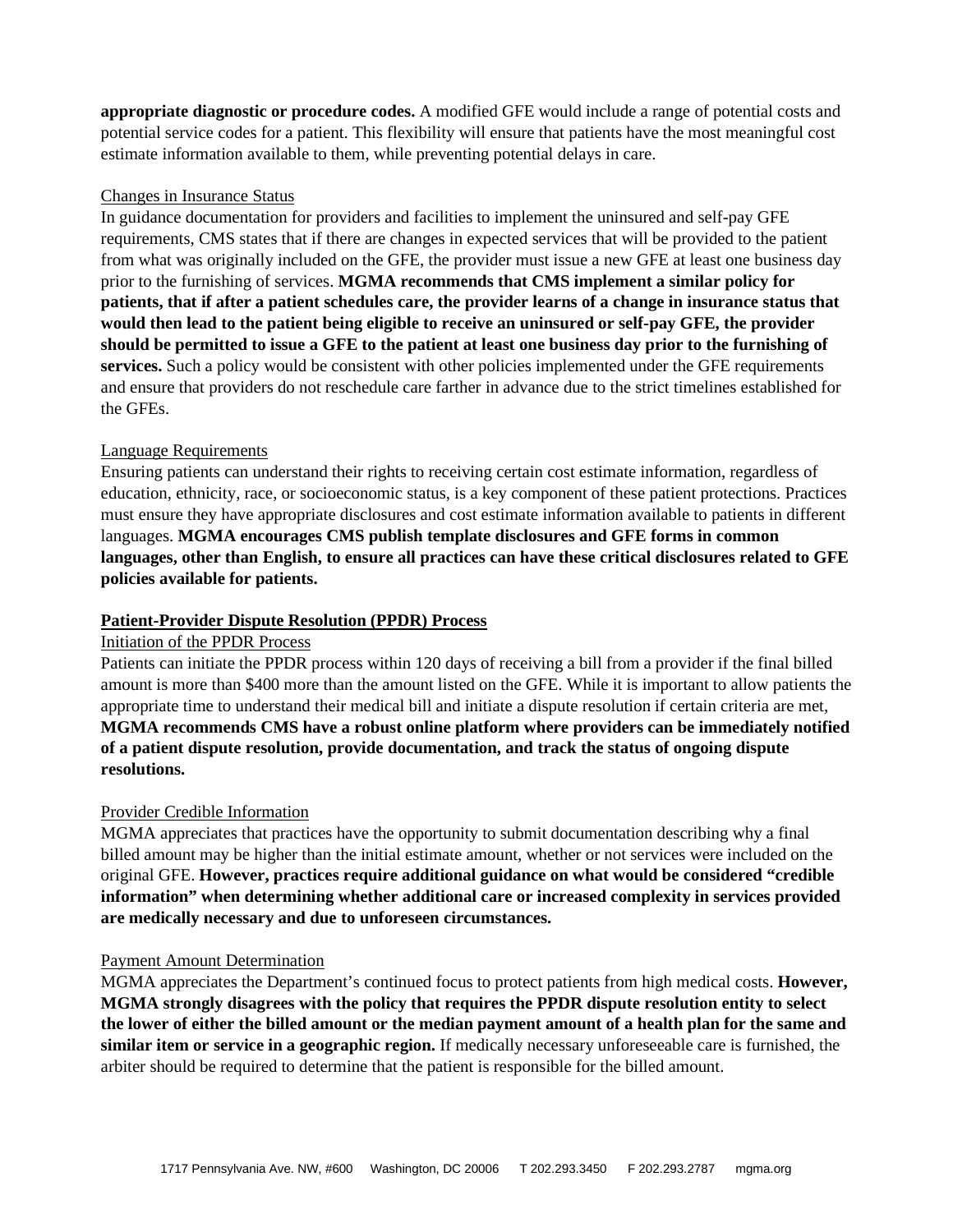**appropriate diagnostic or procedure codes.** A modified GFE would include a range of potential costs and potential service codes for a patient. This flexibility will ensure that patients have the most meaningful cost estimate information available to them, while preventing potential delays in care.

<u>Changes in Insurance Status</u>

In guidance documentation for providers and facilities to implement the uninsured and self-pay GFE requirements, CMS states that if there are changes in expected services that will be provided to the patient from what was originally included on the GFE, the provider must issue a new GFE at least one business day prior to the furnishing of services. **MGMA recommends that CMS implement a similar policy for patients, that if after a patient schedules care, the provider learns of a change in insurance status that would then lead to the patient being eligible to receive an uninsured or self-pay GFE, the provider should be permitted to issue a GFE to the patient at least one business day prior to the furnishing of services.** Such a policy would be consistent with other policies implemented under the GFE requirements and ensure that providers do not reschedule care farther in advance due to the strict timelines established for the GFEs.

<u>Language Requirements</u>

Ensuring patients can understand their rights to receiving certain cost estimate information, regardless of education, ethnicity, race, or socioeconomic status, is a key component of these patient protections. Practices must ensure they have appropriate disclosures and cost estimate information available to patients in different languages. **MGMA encourages CMS publish template disclosures and GFE forms in common languages, other than English, to ensure all practices can have these critical disclosures related to GFE policies available for patients.**

## <u>Patient-Provider Dispute Resolution (PPDR) Process</u>

<u>Initiation of the PPDR Process</u>

Patients can initiate the PPDR process within 120 days of receiving a bill from a provider if the final billed amount is more than $400 more than the amount listed on the GFE. While it is important to allow patients the appropriate time to understand their medical bill and initiate a dispute resolution if certain criteria are met, **MGMA recommends CMS have a robust online platform where providers can be immediately notified of a patient dispute resolution, provide documentation, and track the status of ongoing dispute resolutions.**

<u>Provider Credible Information</u>

MGMA appreciates that practices have the opportunity to submit documentation describing why a final billed amount may be higher than the initial estimate amount, whether or not services were included on the original GFE. **However, practices require additional guidance on what would be considered "credible information" when determining whether additional care or increased complexity in services provided are medically necessary and due to unforeseen circumstances.**

<u>Payment Amount Determination</u>

MGMA appreciates the Department's continued focus to protect patients from high medical costs. **However, MGMA strongly disagrees with the policy that requires the PPDR dispute resolution entity to select the lower of either the billed amount or the median payment amount of a health plan for the same and similar item or service in a geographic region.** If medically necessary unforeseeable care is furnished, the arbiter should be required to determine that the patient is responsible for the billed amount.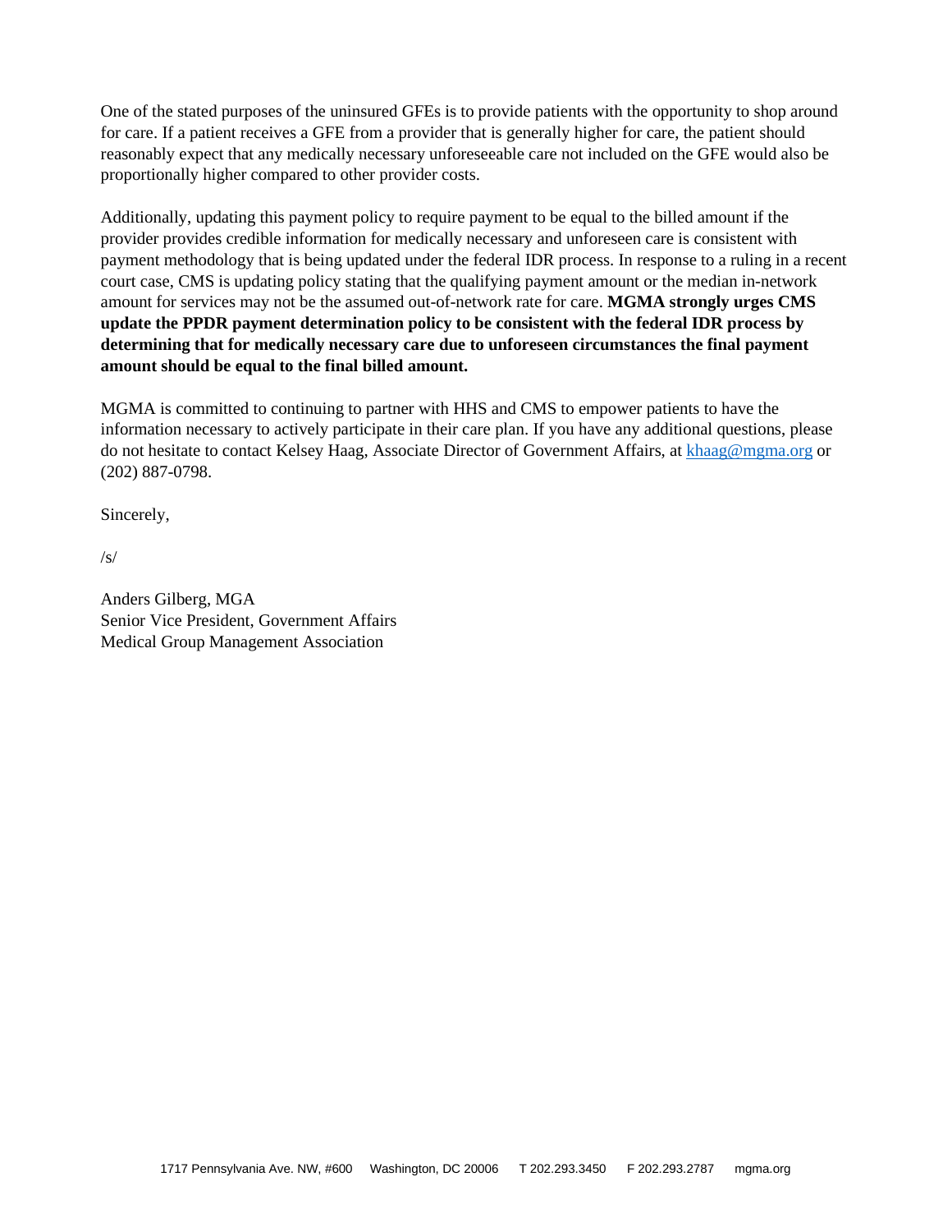One of the stated purposes of the uninsured GFEs is to provide patients with the opportunity to shop around for care. If a patient receives a GFE from a provider that is generally higher for care, the patient should reasonably expect that any medically necessary unforeseeable care not included on the GFE would also be proportionally higher compared to other provider costs.

Additionally, updating this payment policy to require payment to be equal to the billed amount if the provider provides credible information for medically necessary and unforeseen care is consistent with payment methodology that is being updated under the federal IDR process. In response to a ruling in a recent court case, CMS is updating policy stating that the qualifying payment amount or the median in-network amount for services may not be the assumed out-of-network rate for care. **MGMA strongly urges CMS update the PPDR payment determination policy to be consistent with the federal IDR process by determining that for medically necessary care due to unforeseen circumstances the final payment amount should be equal to the final billed amount.**

MGMA is committed to continuing to partner with HHS and CMS to empower patients to have the information necessary to actively participate in their care plan. If you have any additional questions, please do not hesitate to contact Kelsey Haag, Associate Director of Government Affairs, at [khaag@mgma.org](mailto:khaag@mgma.org) or (202) 887-0798.

Sincerely,

/s/

Anders Gilberg, MGA
Senior Vice President, Government Affairs
Medical Group Management Association